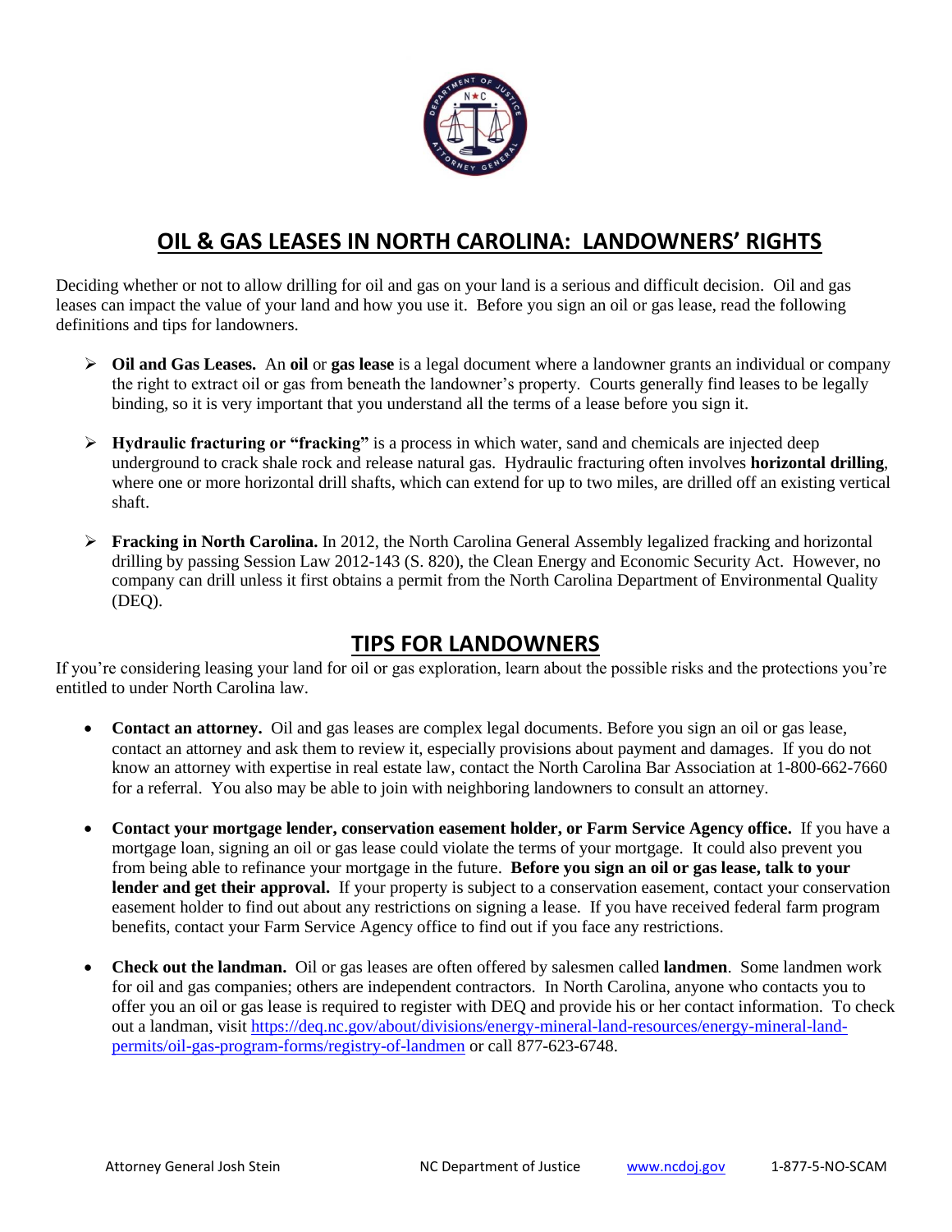# OIL & GAS LEASES IN NORTH CAROLINA: LANDOWNERS' RIGHTS

Deciding whether or not to allow drilling for oil and gas on your land is a serious and difficult decision. Oil and gas leases can impact the value of your land and how you use it. Before you sign an oil or gas lease, read the following definitions and tips for landowners.

- **Oil and Gas Leases.** An **oil** or **gas lease** is a legal document where a landowner grants an individual or company the right to extract oil or gas from beneath the landowner's property. Courts generally find leases to be legally binding, so it is very important that you understand all the terms of a lease before you sign it.

- **Hydraulic fracturing or "fracking"** is a process in which water, sand and chemicals are injected deep underground to crack shale rock and release natural gas. Hydraulic fracturing often involves **horizontal drilling**, where one or more horizontal drill shafts, which can extend for up to two miles, are drilled off an existing vertical shaft.

- **Fracking in North Carolina.** In 2012, the North Carolina General Assembly legalized fracking and horizontal drilling by passing Session Law 2012-143 (S. 820), the Clean Energy and Economic Security Act. However, no company can drill unless it first obtains a permit from the North Carolina Department of Environmental Quality (DEQ).

## TIPS FOR LANDOWNERS

If you're considering leasing your land for oil or gas exploration, learn about the possible risks and the protections you're entitled to under North Carolina law.

- **Contact an attorney.** Oil and gas leases are complex legal documents. Before you sign an oil or gas lease, contact an attorney and ask them to review it, especially provisions about payment and damages. If you do not know an attorney with expertise in real estate law, contact the North Carolina Bar Association at 1-800-662-7660 for a referral. You also may be able to join with neighboring landowners to consult an attorney.

- **Contact your mortgage lender, conservation easement holder, or Farm Service Agency office.** If you have a mortgage loan, signing an oil or gas lease could violate the terms of your mortgage. It could also prevent you from being able to refinance your mortgage in the future. **Before you sign an oil or gas lease, talk to your lender and get their approval.** If your property is subject to a conservation easement, contact your conservation easement holder to find out about any restrictions on signing a lease. If you have received federal farm program benefits, contact your Farm Service Agency office to find out if you face any restrictions.

- **Check out the landman.** Oil or gas leases are often offered by salesmen called **landmen**. Some landmen work for oil and gas companies; others are independent contractors. In North Carolina, anyone who contacts you to offer you an oil or gas lease is required to register with DEQ and provide his or her contact information. To check out a landman, visit https://deq.nc.gov/about/divisions/energy-mineral-land-resources/energy-mineral-land-permits/oil-gas-program-forms/registry-of-landmen or call 877-623-6748.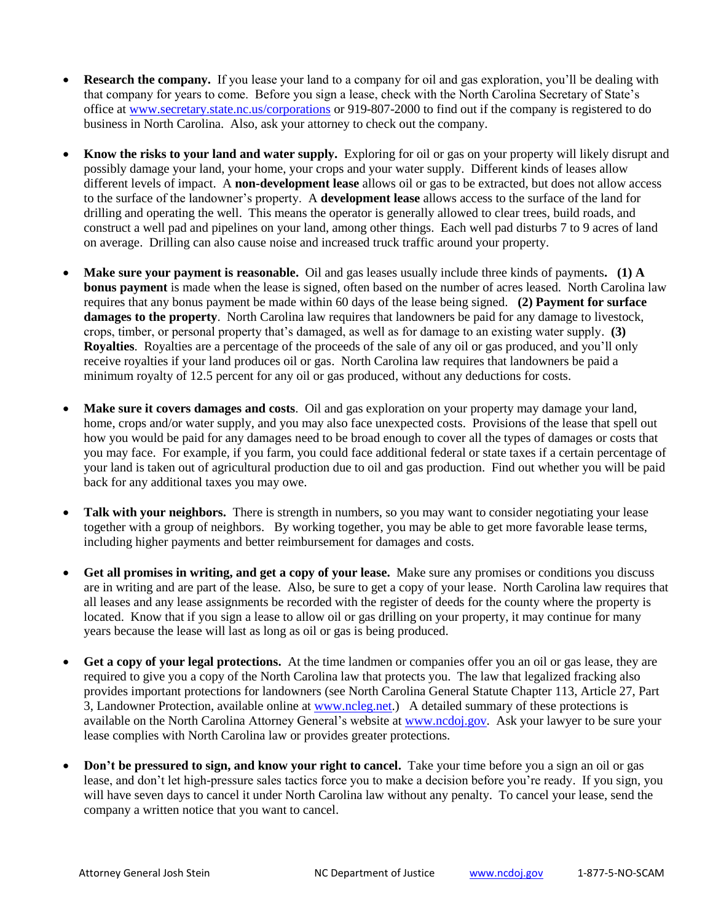- **Research the company.** If you lease your land to a company for oil and gas exploration, you'll be dealing with that company for years to come. Before you sign a lease, check with the North Carolina Secretary of State's office at [www.secretary.state.nc.us/corporations](http://www.secretary.state.nc.us/corporations) or 919-807-2000 to find out if the company is registered to do business in North Carolina. Also, ask your attorney to check out the company.

- **Know the risks to your land and water supply.** Exploring for oil or gas on your property will likely disrupt and possibly damage your land, your home, your crops and your water supply. Different kinds of leases allow different levels of impact. A **non-development lease** allows oil or gas to be extracted, but does not allow access to the surface of the landowner's property. A **development lease** allows access to the surface of the land for drilling and operating the well. This means the operator is generally allowed to clear trees, build roads, and construct a well pad and pipelines on your land, among other things. Each well pad disturbs 7 to 9 acres of land on average. Drilling can also cause noise and increased truck traffic around your property.

- **Make sure your payment is reasonable.** Oil and gas leases usually include three kinds of payments**. (1) A bonus payment** is made when the lease is signed, often based on the number of acres leased. North Carolina law requires that any bonus payment be made within 60 days of the lease being signed. **(2) Payment for surface damages to the property**. North Carolina law requires that landowners be paid for any damage to livestock, crops, timber, or personal property that's damaged, as well as for damage to an existing water supply. **(3) Royalties**. Royalties are a percentage of the proceeds of the sale of any oil or gas produced, and you'll only receive royalties if your land produces oil or gas. North Carolina law requires that landowners be paid a minimum royalty of 12.5 percent for any oil or gas produced, without any deductions for costs.

- **Make sure it covers damages and costs**. Oil and gas exploration on your property may damage your land, home, crops and/or water supply, and you may also face unexpected costs. Provisions of the lease that spell out how you would be paid for any damages need to be broad enough to cover all the types of damages or costs that you may face. For example, if you farm, you could face additional federal or state taxes if a certain percentage of your land is taken out of agricultural production due to oil and gas production. Find out whether you will be paid back for any additional taxes you may owe.

- **Talk with your neighbors.** There is strength in numbers, so you may want to consider negotiating your lease together with a group of neighbors. By working together, you may be able to get more favorable lease terms, including higher payments and better reimbursement for damages and costs.

- **Get all promises in writing, and get a copy of your lease.** Make sure any promises or conditions you discuss are in writing and are part of the lease. Also, be sure to get a copy of your lease. North Carolina law requires that all leases and any lease assignments be recorded with the register of deeds for the county where the property is located. Know that if you sign a lease to allow oil or gas drilling on your property, it may continue for many years because the lease will last as long as oil or gas is being produced.

- **Get a copy of your legal protections.** At the time landmen or companies offer you an oil or gas lease, they are required to give you a copy of the North Carolina law that protects you. The law that legalized fracking also provides important protections for landowners (see North Carolina General Statute Chapter 113, Article 27, Part 3, Landowner Protection, available online at [www.ncleg.net](http://www.ncleg.net).) A detailed summary of these protections is available on the North Carolina Attorney General's website at [www.ncdoj.gov](http://www.ncdoj.gov). Ask your lawyer to be sure your lease complies with North Carolina law or provides greater protections.

- **Don't be pressured to sign, and know your right to cancel.** Take your time before you a sign an oil or gas lease, and don't let high-pressure sales tactics force you to make a decision before you're ready. If you sign, you will have seven days to cancel it under North Carolina law without any penalty. To cancel your lease, send the company a written notice that you want to cancel.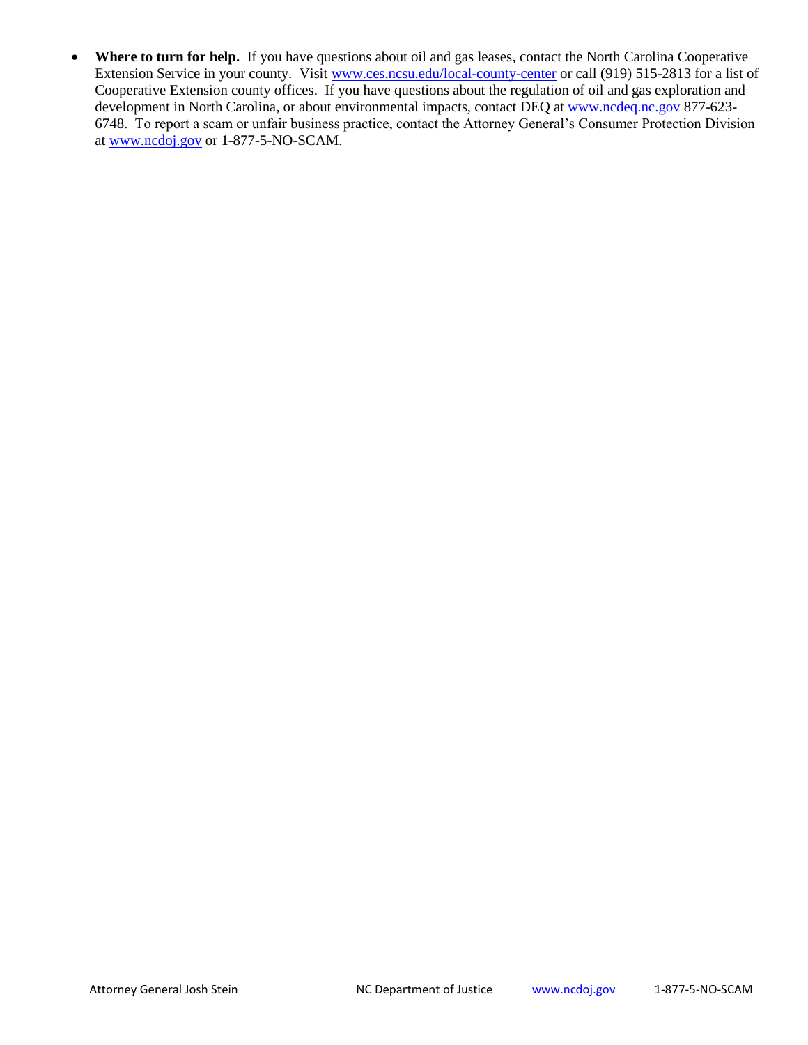- **Where to turn for help.** If you have questions about oil and gas leases, contact the North Carolina Cooperative Extension Service in your county. Visit www.ces.ncsu.edu/local-county-center or call (919) 515-2813 for a list of Cooperative Extension county offices. If you have questions about the regulation of oil and gas exploration and development in North Carolina, or about environmental impacts, contact DEQ at www.ncdeq.nc.gov 877-623-6748. To report a scam or unfair business practice, contact the Attorney General's Consumer Protection Division at www.ncdoj.gov or 1-877-5-NO-SCAM.